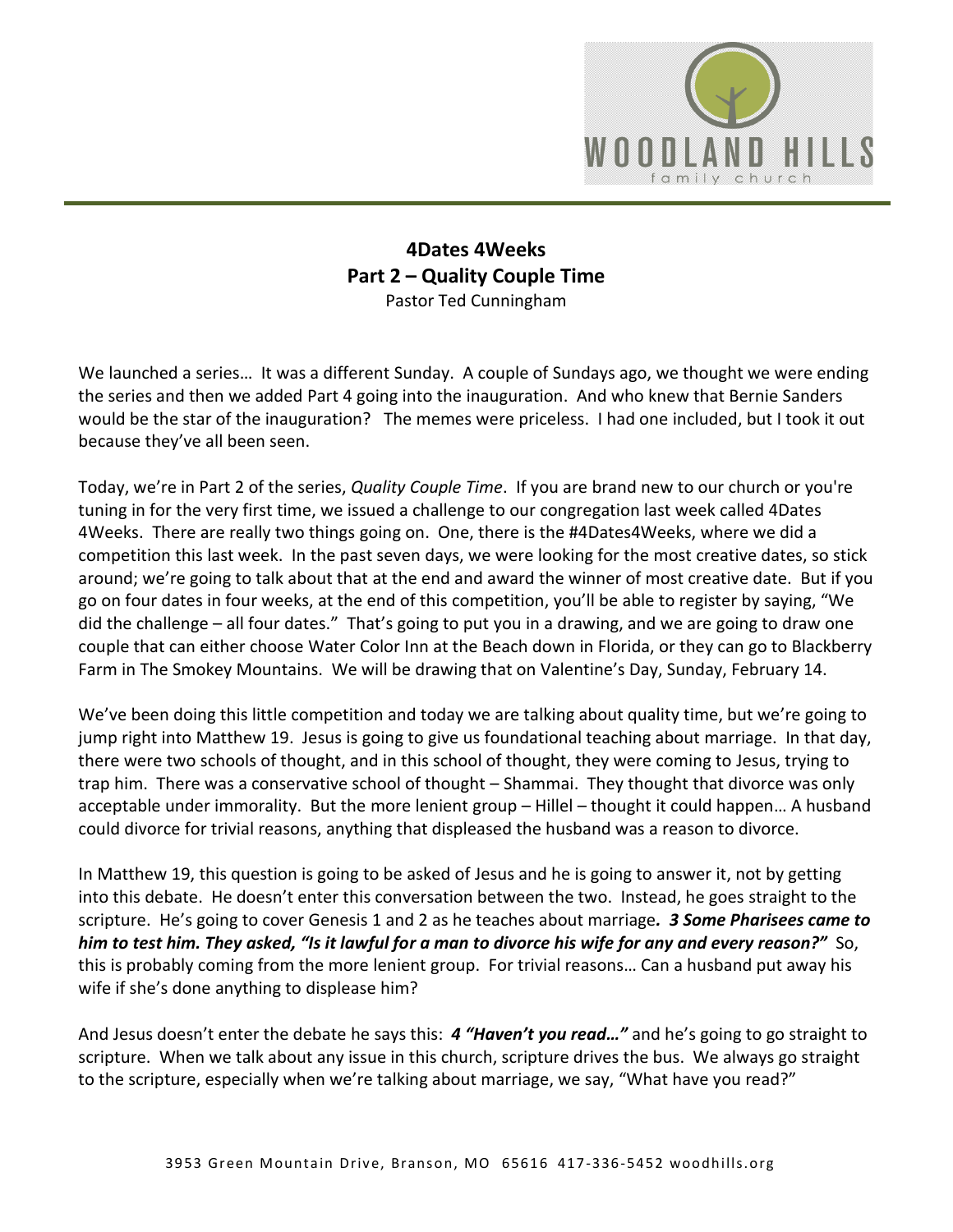# 4Dates 4Weeks

## Part 2 – Quality Couple Time

Pastor Ted Cunningham

We launched a series… It was a different Sunday. A couple of Sundays ago, we thought we were ending the series and then we added Part 4 going into the inauguration. And who knew that Bernie Sanders would be the star of the inauguration? The memes were priceless. I had one included, but I took it out because they've all been seen.

Today, we're in Part 2 of the series, *Quality Couple Time*. If you are brand new to our church or you're tuning in for the very first time, we issued a challenge to our congregation last week called 4Dates 4Weeks. There are really two things going on. One, there is the #4Dates4Weeks, where we did a competition this last week. In the past seven days, we were looking for the most creative dates, so stick around; we're going to talk about that at the end and award the winner of most creative date. But if you go on four dates in four weeks, at the end of this competition, you'll be able to register by saying, "We did the challenge – all four dates." That's going to put you in a drawing, and we are going to draw one couple that can either choose Water Color Inn at the Beach down in Florida, or they can go to Blackberry Farm in The Smokey Mountains. We will be drawing that on Valentine's Day, Sunday, February 14.

We've been doing this little competition and today we are talking about quality time, but we're going to jump right into Matthew 19. Jesus is going to give us foundational teaching about marriage. In that day, there were two schools of thought, and in this school of thought, they were coming to Jesus, trying to trap him. There was a conservative school of thought – Shammai. They thought that divorce was only acceptable under immorality. But the more lenient group – Hillel – thought it could happen… A husband could divorce for trivial reasons, anything that displeased the husband was a reason to divorce.

In Matthew 19, this question is going to be asked of Jesus and he is going to answer it, not by getting into this debate. He doesn't enter this conversation between the two. Instead, he goes straight to the scripture. He's going to cover Genesis 1 and 2 as he teaches about marriage***. 3 Some Pharisees came to him to test him. They asked, "Is it lawful for a man to divorce his wife for any and every reason?"*** So, this is probably coming from the more lenient group. For trivial reasons… Can a husband put away his wife if she's done anything to displease him?

And Jesus doesn't enter the debate he says this: ***4 "Haven't you read…"*** and he's going to go straight to scripture. When we talk about any issue in this church, scripture drives the bus. We always go straight to the scripture, especially when we're talking about marriage, we say, "What have you read?"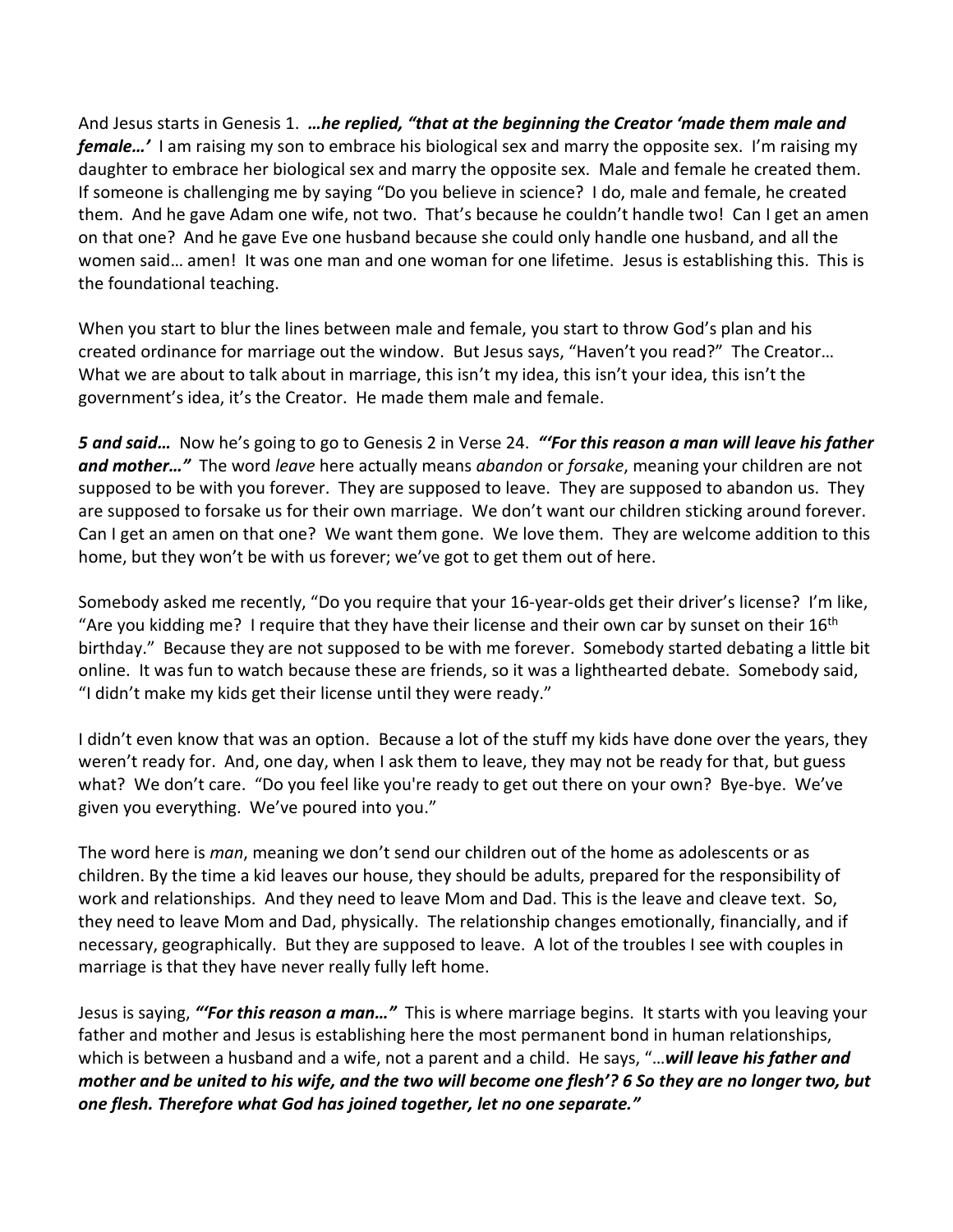And Jesus starts in Genesis 1. ***…he replied, "that at the beginning the Creator 'made them male and female…'*** I am raising my son to embrace his biological sex and marry the opposite sex. I'm raising my daughter to embrace her biological sex and marry the opposite sex. Male and female he created them. If someone is challenging me by saying "Do you believe in science? I do, male and female, he created them. And he gave Adam one wife, not two. That's because he couldn't handle two! Can I get an amen on that one? And he gave Eve one husband because she could only handle one husband, and all the women said… amen! It was one man and one woman for one lifetime. Jesus is establishing this. This is the foundational teaching.

When you start to blur the lines between male and female, you start to throw God's plan and his created ordinance for marriage out the window. But Jesus says, "Haven't you read?" The Creator… What we are about to talk about in marriage, this isn't my idea, this isn't your idea, this isn't the government's idea, it's the Creator. He made them male and female.

***5 and said…*** Now he's going to go to Genesis 2 in Verse 24. ***"'For this reason a man will leave his father and mother…"*** The word *leave* here actually means *abandon* or *forsake*, meaning your children are not supposed to be with you forever. They are supposed to leave. They are supposed to abandon us. They are supposed to forsake us for their own marriage. We don't want our children sticking around forever. Can I get an amen on that one? We want them gone. We love them. They are welcome addition to this home, but they won't be with us forever; we've got to get them out of here.

Somebody asked me recently, "Do you require that your 16-year-olds get their driver's license? I'm like, "Are you kidding me? I require that they have their license and their own car by sunset on their 16th birthday." Because they are not supposed to be with me forever. Somebody started debating a little bit online. It was fun to watch because these are friends, so it was a lighthearted debate. Somebody said, "I didn't make my kids get their license until they were ready."

I didn't even know that was an option. Because a lot of the stuff my kids have done over the years, they weren't ready for. And, one day, when I ask them to leave, they may not be ready for that, but guess what? We don't care. "Do you feel like you're ready to get out there on your own? Bye-bye. We've given you everything. We've poured into you."

The word here is *man*, meaning we don't send our children out of the home as adolescents or as children. By the time a kid leaves our house, they should be adults, prepared for the responsibility of work and relationships. And they need to leave Mom and Dad. This is the leave and cleave text. So, they need to leave Mom and Dad, physically. The relationship changes emotionally, financially, and if necessary, geographically. But they are supposed to leave. A lot of the troubles I see with couples in marriage is that they have never really fully left home.

Jesus is saying, ***"'For this reason a man…"*** This is where marriage begins. It starts with you leaving your father and mother and Jesus is establishing here the most permanent bond in human relationships, which is between a husband and a wife, not a parent and a child. He says, "…***will leave his father and mother and be united to his wife, and the two will become one flesh'? 6 So they are no longer two, but one flesh. Therefore what God has joined together, let no one separate."***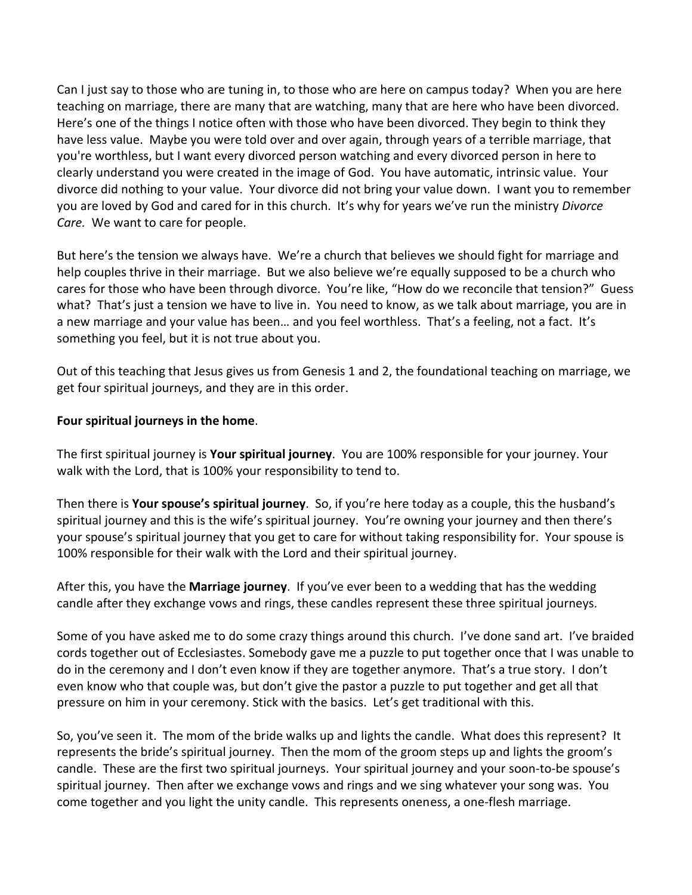Can I just say to those who are tuning in, to those who are here on campus today? When you are here teaching on marriage, there are many that are watching, many that are here who have been divorced. Here's one of the things I notice often with those who have been divorced. They begin to think they have less value. Maybe you were told over and over again, through years of a terrible marriage, that you're worthless, but I want every divorced person watching and every divorced person in here to clearly understand you were created in the image of God. You have automatic, intrinsic value. Your divorce did nothing to your value. Your divorce did not bring your value down. I want you to remember you are loved by God and cared for in this church. It's why for years we've run the ministry *Divorce Care.* We want to care for people.

But here's the tension we always have. We're a church that believes we should fight for marriage and help couples thrive in their marriage. But we also believe we're equally supposed to be a church who cares for those who have been through divorce. You're like, "How do we reconcile that tension?" Guess what? That's just a tension we have to live in. You need to know, as we talk about marriage, you are in a new marriage and your value has been… and you feel worthless. That's a feeling, not a fact. It's something you feel, but it is not true about you.

Out of this teaching that Jesus gives us from Genesis 1 and 2, the foundational teaching on marriage, we get four spiritual journeys, and they are in this order.

**Four spiritual journeys in the home**.

The first spiritual journey is **Your spiritual journey**. You are 100% responsible for your journey. Your walk with the Lord, that is 100% your responsibility to tend to.

Then there is **Your spouse's spiritual journey**. So, if you're here today as a couple, this the husband's spiritual journey and this is the wife's spiritual journey. You're owning your journey and then there's your spouse's spiritual journey that you get to care for without taking responsibility for. Your spouse is 100% responsible for their walk with the Lord and their spiritual journey.

After this, you have the **Marriage journey**. If you've ever been to a wedding that has the wedding candle after they exchange vows and rings, these candles represent these three spiritual journeys.

Some of you have asked me to do some crazy things around this church. I've done sand art. I've braided cords together out of Ecclesiastes. Somebody gave me a puzzle to put together once that I was unable to do in the ceremony and I don't even know if they are together anymore. That's a true story. I don't even know who that couple was, but don't give the pastor a puzzle to put together and get all that pressure on him in your ceremony. Stick with the basics. Let's get traditional with this.

So, you've seen it. The mom of the bride walks up and lights the candle. What does this represent? It represents the bride's spiritual journey. Then the mom of the groom steps up and lights the groom's candle. These are the first two spiritual journeys. Your spiritual journey and your soon-to-be spouse's spiritual journey. Then after we exchange vows and rings and we sing whatever your song was. You come together and you light the unity candle. This represents oneness, a one-flesh marriage.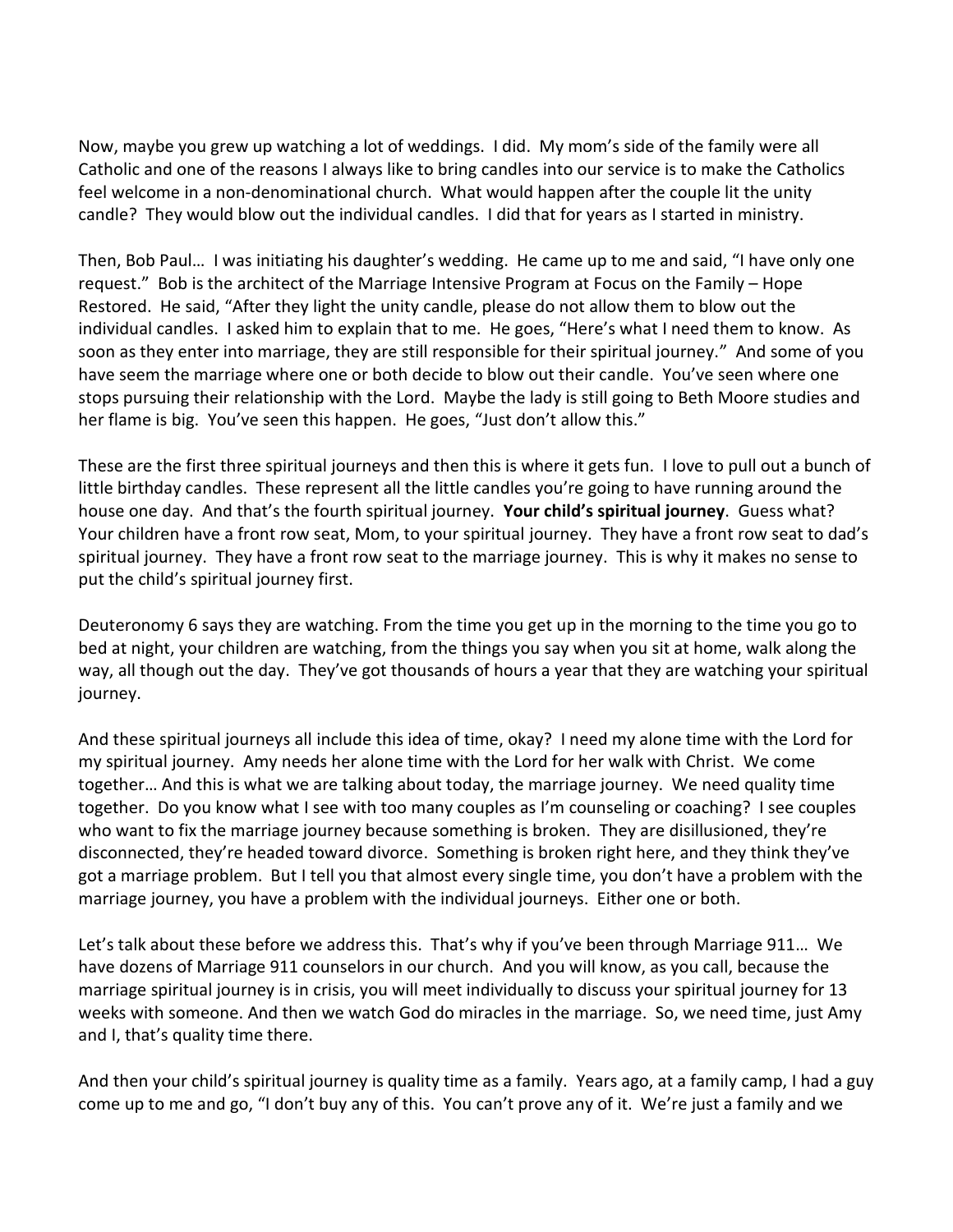Now, maybe you grew up watching a lot of weddings. I did. My mom's side of the family were all Catholic and one of the reasons I always like to bring candles into our service is to make the Catholics feel welcome in a non-denominational church. What would happen after the couple lit the unity candle? They would blow out the individual candles. I did that for years as I started in ministry.

Then, Bob Paul… I was initiating his daughter's wedding. He came up to me and said, "I have only one request." Bob is the architect of the Marriage Intensive Program at Focus on the Family – Hope Restored. He said, "After they light the unity candle, please do not allow them to blow out the individual candles. I asked him to explain that to me. He goes, "Here's what I need them to know. As soon as they enter into marriage, they are still responsible for their spiritual journey." And some of you have seem the marriage where one or both decide to blow out their candle. You've seen where one stops pursuing their relationship with the Lord. Maybe the lady is still going to Beth Moore studies and her flame is big. You've seen this happen. He goes, "Just don't allow this."

These are the first three spiritual journeys and then this is where it gets fun. I love to pull out a bunch of little birthday candles. These represent all the little candles you're going to have running around the house one day. And that's the fourth spiritual journey. **Your child's spiritual journey**. Guess what? Your children have a front row seat, Mom, to your spiritual journey. They have a front row seat to dad's spiritual journey. They have a front row seat to the marriage journey. This is why it makes no sense to put the child's spiritual journey first.

Deuteronomy 6 says they are watching. From the time you get up in the morning to the time you go to bed at night, your children are watching, from the things you say when you sit at home, walk along the way, all though out the day. They've got thousands of hours a year that they are watching your spiritual journey.

And these spiritual journeys all include this idea of time, okay? I need my alone time with the Lord for my spiritual journey. Amy needs her alone time with the Lord for her walk with Christ. We come together… And this is what we are talking about today, the marriage journey. We need quality time together. Do you know what I see with too many couples as I'm counseling or coaching? I see couples who want to fix the marriage journey because something is broken. They are disillusioned, they're disconnected, they're headed toward divorce. Something is broken right here, and they think they've got a marriage problem. But I tell you that almost every single time, you don't have a problem with the marriage journey, you have a problem with the individual journeys. Either one or both.

Let's talk about these before we address this. That's why if you've been through Marriage 911… We have dozens of Marriage 911 counselors in our church. And you will know, as you call, because the marriage spiritual journey is in crisis, you will meet individually to discuss your spiritual journey for 13 weeks with someone. And then we watch God do miracles in the marriage. So, we need time, just Amy and I, that's quality time there.

And then your child's spiritual journey is quality time as a family. Years ago, at a family camp, I had a guy come up to me and go, "I don't buy any of this. You can't prove any of it. We're just a family and we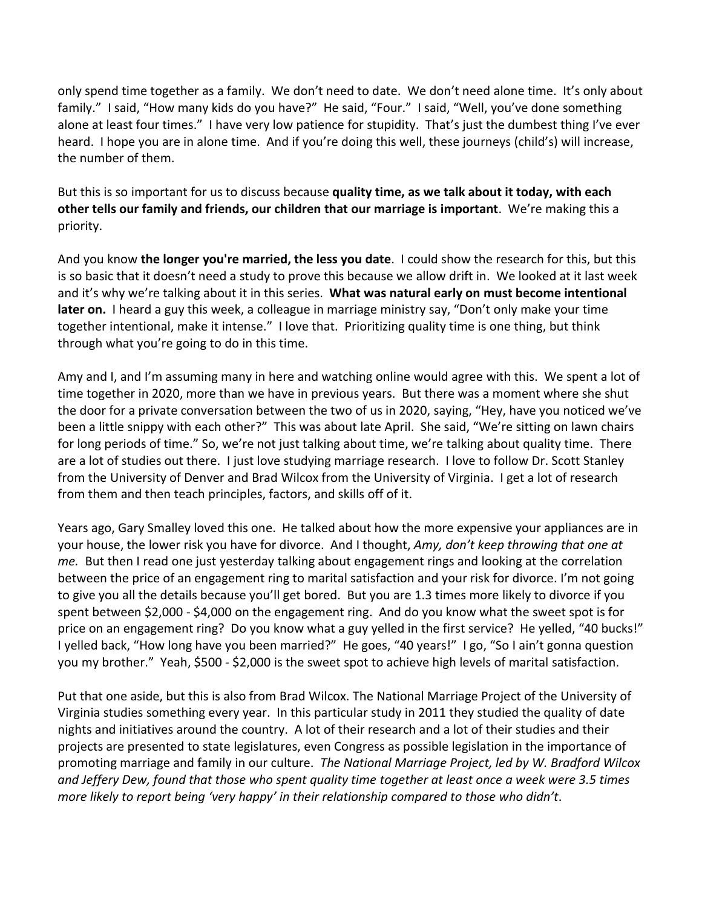only spend time together as a family. We don't need to date. We don't need alone time. It's only about family." I said, "How many kids do you have?" He said, "Four." I said, "Well, you've done something alone at least four times." I have very low patience for stupidity. That's just the dumbest thing I've ever heard. I hope you are in alone time. And if you're doing this well, these journeys (child's) will increase, the number of them.

But this is so important for us to discuss because **quality time, as we talk about it today, with each other tells our family and friends, our children that our marriage is important**. We're making this a priority.

And you know **the longer you're married, the less you date**. I could show the research for this, but this is so basic that it doesn't need a study to prove this because we allow drift in. We looked at it last week and it's why we're talking about it in this series. **What was natural early on must become intentional later on.** I heard a guy this week, a colleague in marriage ministry say, "Don't only make your time together intentional, make it intense." I love that. Prioritizing quality time is one thing, but think through what you're going to do in this time.

Amy and I, and I'm assuming many in here and watching online would agree with this. We spent a lot of time together in 2020, more than we have in previous years. But there was a moment where she shut the door for a private conversation between the two of us in 2020, saying, "Hey, have you noticed we've been a little snippy with each other?" This was about late April. She said, "We're sitting on lawn chairs for long periods of time." So, we're not just talking about time, we're talking about quality time. There are a lot of studies out there. I just love studying marriage research. I love to follow Dr. Scott Stanley from the University of Denver and Brad Wilcox from the University of Virginia. I get a lot of research from them and then teach principles, factors, and skills off of it.

Years ago, Gary Smalley loved this one. He talked about how the more expensive your appliances are in your house, the lower risk you have for divorce. And I thought, *Amy, don't keep throwing that one at me.* But then I read one just yesterday talking about engagement rings and looking at the correlation between the price of an engagement ring to marital satisfaction and your risk for divorce. I'm not going to give you all the details because you'll get bored. But you are 1.3 times more likely to divorce if you spent between $2,000 - $4,000 on the engagement ring. And do you know what the sweet spot is for price on an engagement ring? Do you know what a guy yelled in the first service? He yelled, "40 bucks!" I yelled back, "How long have you been married?" He goes, "40 years!" I go, "So I ain't gonna question you my brother." Yeah, $500 - $2,000 is the sweet spot to achieve high levels of marital satisfaction.

Put that one aside, but this is also from Brad Wilcox. The National Marriage Project of the University of Virginia studies something every year. In this particular study in 2011 they studied the quality of date nights and initiatives around the country. A lot of their research and a lot of their studies and their projects are presented to state legislatures, even Congress as possible legislation in the importance of promoting marriage and family in our culture. *The National Marriage Project, led by W. Bradford Wilcox and Jeffery Dew, found that those who spent quality time together at least once a week were 3.5 times more likely to report being 'very happy' in their relationship compared to those who didn't*.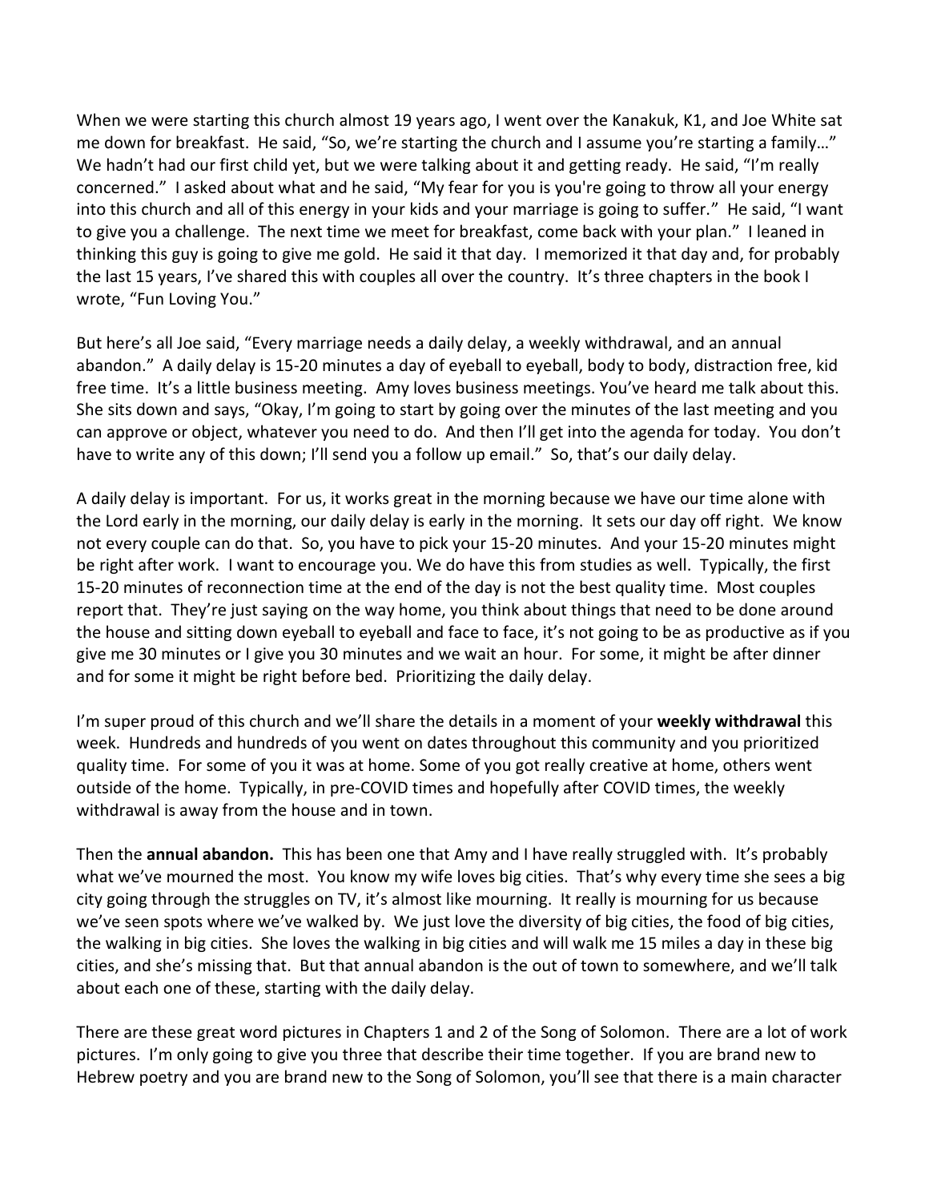When we were starting this church almost 19 years ago, I went over the Kanakuk, K1, and Joe White sat me down for breakfast. He said, "So, we're starting the church and I assume you're starting a family…" We hadn't had our first child yet, but we were talking about it and getting ready. He said, "I'm really concerned." I asked about what and he said, "My fear for you is you're going to throw all your energy into this church and all of this energy in your kids and your marriage is going to suffer." He said, "I want to give you a challenge. The next time we meet for breakfast, come back with your plan." I leaned in thinking this guy is going to give me gold. He said it that day. I memorized it that day and, for probably the last 15 years, I've shared this with couples all over the country. It's three chapters in the book I wrote, "Fun Loving You."

But here's all Joe said, "Every marriage needs a daily delay, a weekly withdrawal, and an annual abandon." A daily delay is 15-20 minutes a day of eyeball to eyeball, body to body, distraction free, kid free time. It's a little business meeting. Amy loves business meetings. You've heard me talk about this. She sits down and says, "Okay, I'm going to start by going over the minutes of the last meeting and you can approve or object, whatever you need to do. And then I'll get into the agenda for today. You don't have to write any of this down; I'll send you a follow up email." So, that's our daily delay.

A daily delay is important. For us, it works great in the morning because we have our time alone with the Lord early in the morning, our daily delay is early in the morning. It sets our day off right. We know not every couple can do that. So, you have to pick your 15-20 minutes. And your 15-20 minutes might be right after work. I want to encourage you. We do have this from studies as well. Typically, the first 15-20 minutes of reconnection time at the end of the day is not the best quality time. Most couples report that. They're just saying on the way home, you think about things that need to be done around the house and sitting down eyeball to eyeball and face to face, it's not going to be as productive as if you give me 30 minutes or I give you 30 minutes and we wait an hour. For some, it might be after dinner and for some it might be right before bed. Prioritizing the daily delay.

I'm super proud of this church and we'll share the details in a moment of your **weekly withdrawal** this week. Hundreds and hundreds of you went on dates throughout this community and you prioritized quality time. For some of you it was at home. Some of you got really creative at home, others went outside of the home. Typically, in pre-COVID times and hopefully after COVID times, the weekly withdrawal is away from the house and in town.

Then the **annual abandon.** This has been one that Amy and I have really struggled with. It's probably what we've mourned the most. You know my wife loves big cities. That's why every time she sees a big city going through the struggles on TV, it's almost like mourning. It really is mourning for us because we've seen spots where we've walked by. We just love the diversity of big cities, the food of big cities, the walking in big cities. She loves the walking in big cities and will walk me 15 miles a day in these big cities, and she's missing that. But that annual abandon is the out of town to somewhere, and we'll talk about each one of these, starting with the daily delay.

There are these great word pictures in Chapters 1 and 2 of the Song of Solomon. There are a lot of work pictures. I'm only going to give you three that describe their time together. If you are brand new to Hebrew poetry and you are brand new to the Song of Solomon, you'll see that there is a main character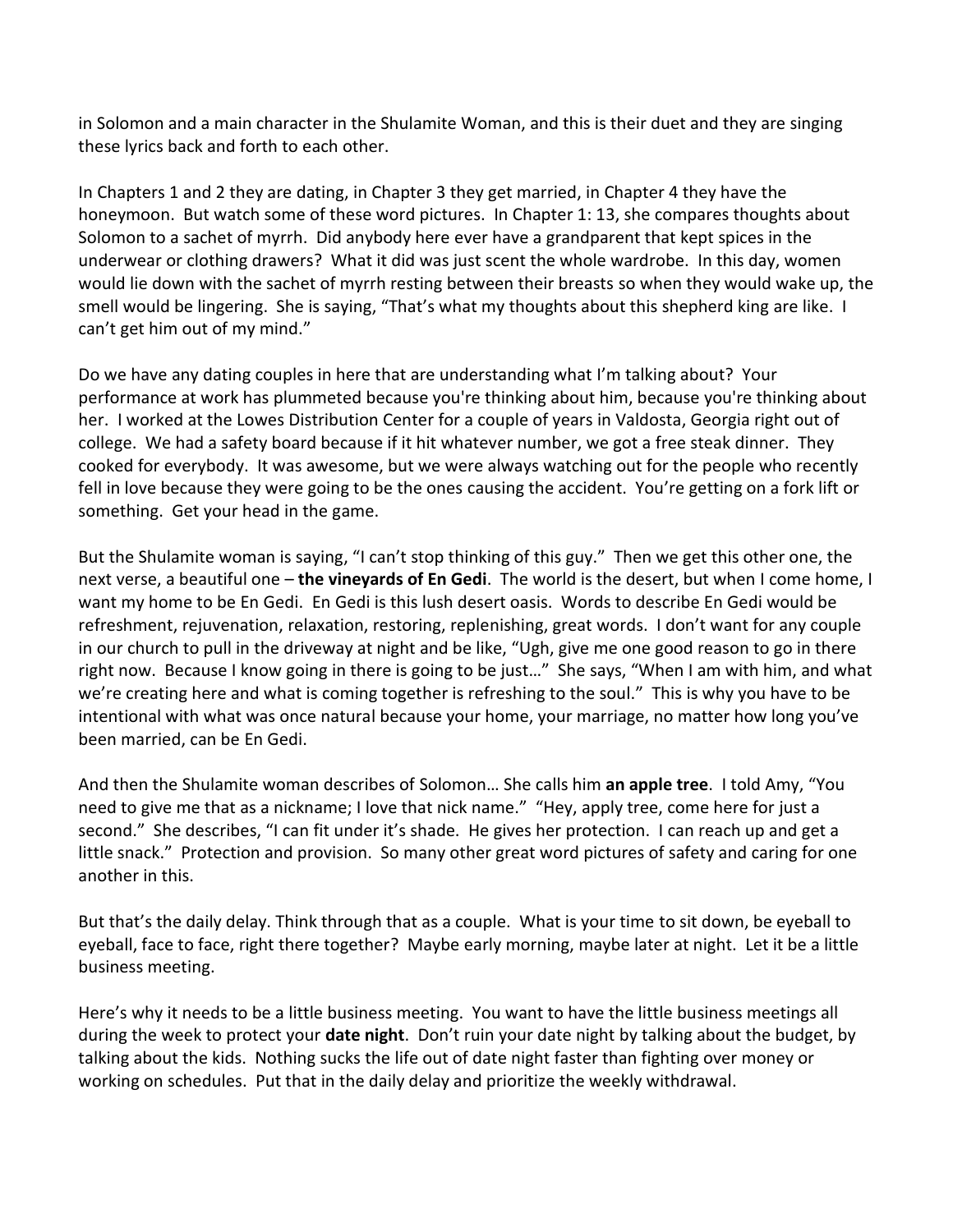in Solomon and a main character in the Shulamite Woman, and this is their duet and they are singing these lyrics back and forth to each other.

In Chapters 1 and 2 they are dating, in Chapter 3 they get married, in Chapter 4 they have the honeymoon. But watch some of these word pictures. In Chapter 1: 13, she compares thoughts about Solomon to a sachet of myrrh. Did anybody here ever have a grandparent that kept spices in the underwear or clothing drawers? What it did was just scent the whole wardrobe. In this day, women would lie down with the sachet of myrrh resting between their breasts so when they would wake up, the smell would be lingering. She is saying, "That's what my thoughts about this shepherd king are like. I can't get him out of my mind."

Do we have any dating couples in here that are understanding what I'm talking about? Your performance at work has plummeted because you're thinking about him, because you're thinking about her. I worked at the Lowes Distribution Center for a couple of years in Valdosta, Georgia right out of college. We had a safety board because if it hit whatever number, we got a free steak dinner. They cooked for everybody. It was awesome, but we were always watching out for the people who recently fell in love because they were going to be the ones causing the accident. You're getting on a fork lift or something. Get your head in the game.

But the Shulamite woman is saying, "I can't stop thinking of this guy." Then we get this other one, the next verse, a beautiful one – **the vineyards of En Gedi**. The world is the desert, but when I come home, I want my home to be En Gedi. En Gedi is this lush desert oasis. Words to describe En Gedi would be refreshment, rejuvenation, relaxation, restoring, replenishing, great words. I don't want for any couple in our church to pull in the driveway at night and be like, "Ugh, give me one good reason to go in there right now. Because I know going in there is going to be just…" She says, "When I am with him, and what we're creating here and what is coming together is refreshing to the soul." This is why you have to be intentional with what was once natural because your home, your marriage, no matter how long you've been married, can be En Gedi.

And then the Shulamite woman describes of Solomon… She calls him **an apple tree**. I told Amy, "You need to give me that as a nickname; I love that nick name." "Hey, apply tree, come here for just a second." She describes, "I can fit under it's shade. He gives her protection. I can reach up and get a little snack." Protection and provision. So many other great word pictures of safety and caring for one another in this.

But that's the daily delay. Think through that as a couple. What is your time to sit down, be eyeball to eyeball, face to face, right there together? Maybe early morning, maybe later at night. Let it be a little business meeting.

Here's why it needs to be a little business meeting. You want to have the little business meetings all during the week to protect your **date night**. Don't ruin your date night by talking about the budget, by talking about the kids. Nothing sucks the life out of date night faster than fighting over money or working on schedules. Put that in the daily delay and prioritize the weekly withdrawal.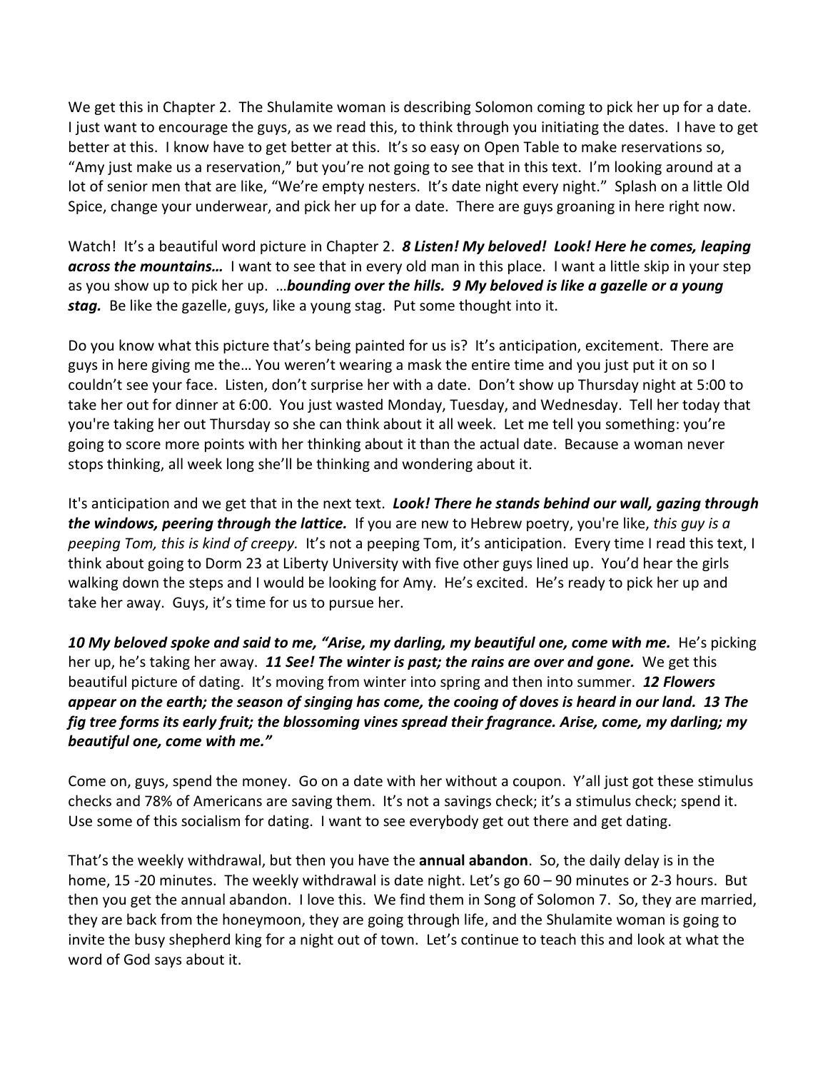We get this in Chapter 2. The Shulamite woman is describing Solomon coming to pick her up for a date. I just want to encourage the guys, as we read this, to think through you initiating the dates. I have to get better at this. I know have to get better at this. It's so easy on Open Table to make reservations so, "Amy just make us a reservation," but you're not going to see that in this text. I'm looking around at a lot of senior men that are like, "We're empty nesters. It's date night every night." Splash on a little Old Spice, change your underwear, and pick her up for a date. There are guys groaning in here right now.

Watch! It's a beautiful word picture in Chapter 2. ***8 Listen! My beloved! Look! Here he comes, leaping across the mountains…*** I want to see that in every old man in this place. I want a little skip in your step as you show up to pick her up. …***bounding over the hills. 9 My beloved is like a gazelle or a young stag.*** Be like the gazelle, guys, like a young stag. Put some thought into it.

Do you know what this picture that's being painted for us is? It's anticipation, excitement. There are guys in here giving me the… You weren't wearing a mask the entire time and you just put it on so I couldn't see your face. Listen, don't surprise her with a date. Don't show up Thursday night at 5:00 to take her out for dinner at 6:00. You just wasted Monday, Tuesday, and Wednesday. Tell her today that you're taking her out Thursday so she can think about it all week. Let me tell you something: you're going to score more points with her thinking about it than the actual date. Because a woman never stops thinking, all week long she'll be thinking and wondering about it.

It's anticipation and we get that in the next text. ***Look! There he stands behind our wall, gazing through the windows, peering through the lattice.*** If you are new to Hebrew poetry, you're like, *this guy is a peeping Tom, this is kind of creepy.* It's not a peeping Tom, it's anticipation. Every time I read this text, I think about going to Dorm 23 at Liberty University with five other guys lined up. You'd hear the girls walking down the steps and I would be looking for Amy. He's excited. He's ready to pick her up and take her away. Guys, it's time for us to pursue her.

***10 My beloved spoke and said to me, "Arise, my darling, my beautiful one, come with me.*** He's picking her up, he's taking her away. ***11 See! The winter is past; the rains are over and gone.*** We get this beautiful picture of dating. It's moving from winter into spring and then into summer. ***12 Flowers appear on the earth; the season of singing has come, the cooing of doves is heard in our land. 13 The fig tree forms its early fruit; the blossoming vines spread their fragrance. Arise, come, my darling; my beautiful one, come with me."***

Come on, guys, spend the money. Go on a date with her without a coupon. Y'all just got these stimulus checks and 78% of Americans are saving them. It's not a savings check; it's a stimulus check; spend it. Use some of this socialism for dating. I want to see everybody get out there and get dating.

That's the weekly withdrawal, but then you have the **annual abandon**. So, the daily delay is in the home, 15 -20 minutes. The weekly withdrawal is date night. Let's go 60 – 90 minutes or 2-3 hours. But then you get the annual abandon. I love this. We find them in Song of Solomon 7. So, they are married, they are back from the honeymoon, they are going through life, and the Shulamite woman is going to invite the busy shepherd king for a night out of town. Let's continue to teach this and look at what the word of God says about it.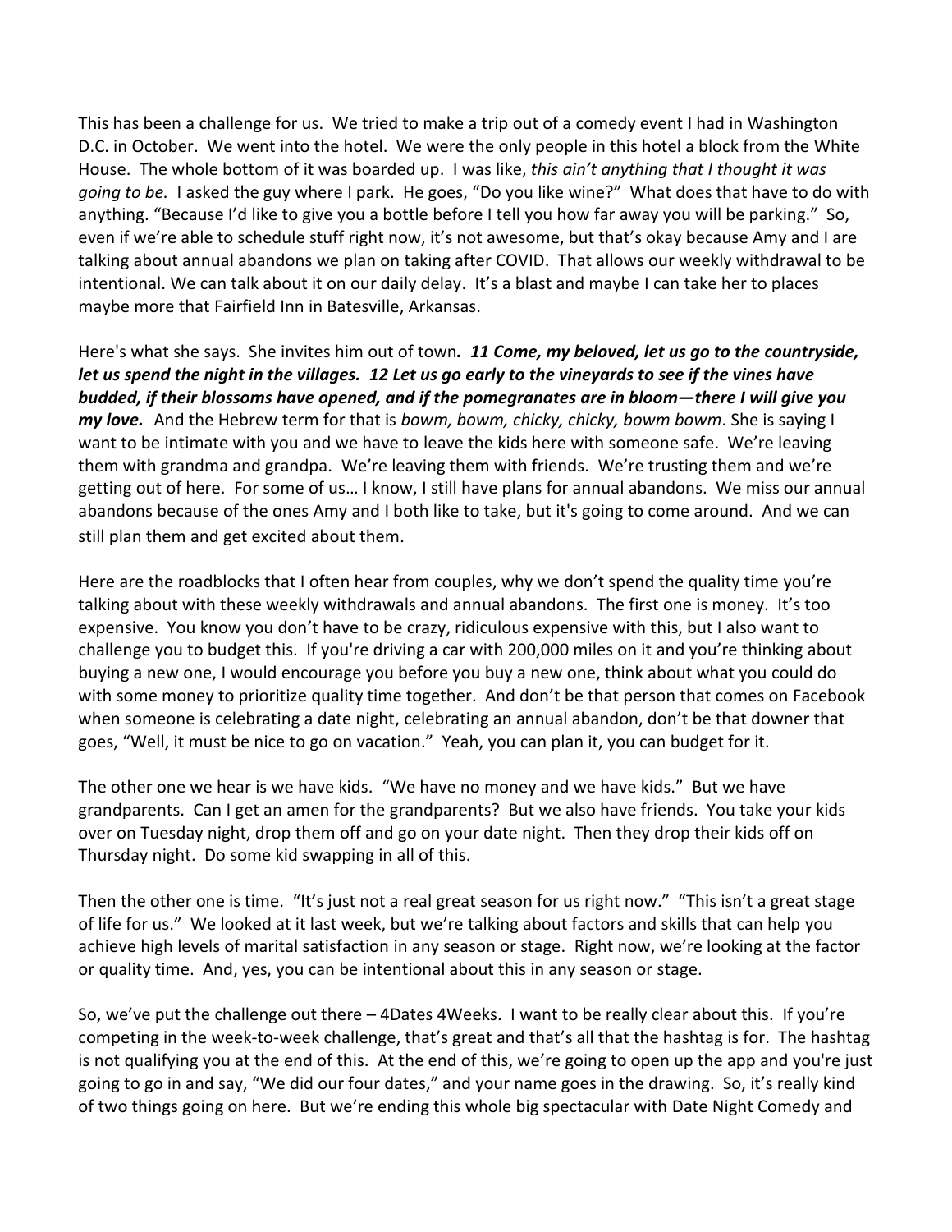This has been a challenge for us. We tried to make a trip out of a comedy event I had in Washington D.C. in October. We went into the hotel. We were the only people in this hotel a block from the White House. The whole bottom of it was boarded up. I was like, *this ain't anything that I thought it was going to be.* I asked the guy where I park. He goes, "Do you like wine?" What does that have to do with anything. "Because I'd like to give you a bottle before I tell you how far away you will be parking." So, even if we're able to schedule stuff right now, it's not awesome, but that's okay because Amy and I are talking about annual abandons we plan on taking after COVID. That allows our weekly withdrawal to be intentional. We can talk about it on our daily delay. It's a blast and maybe I can take her to places maybe more that Fairfield Inn in Batesville, Arkansas.

Here's what she says. She invites him out of town. ***11 Come, my beloved, let us go to the countryside, let us spend the night in the villages. 12 Let us go early to the vineyards to see if the vines have budded, if their blossoms have opened, and if the pomegranates are in bloom—there I will give you my love.*** And the Hebrew term for that is *bowm, bowm, chicky, chicky, bowm bowm*. She is saying I want to be intimate with you and we have to leave the kids here with someone safe. We're leaving them with grandma and grandpa. We're leaving them with friends. We're trusting them and we're getting out of here. For some of us… I know, I still have plans for annual abandons. We miss our annual abandons because of the ones Amy and I both like to take, but it's going to come around. And we can still plan them and get excited about them.

Here are the roadblocks that I often hear from couples, why we don't spend the quality time you're talking about with these weekly withdrawals and annual abandons. The first one is money. It's too expensive. You know you don't have to be crazy, ridiculous expensive with this, but I also want to challenge you to budget this. If you're driving a car with 200,000 miles on it and you're thinking about buying a new one, I would encourage you before you buy a new one, think about what you could do with some money to prioritize quality time together. And don't be that person that comes on Facebook when someone is celebrating a date night, celebrating an annual abandon, don't be that downer that goes, "Well, it must be nice to go on vacation." Yeah, you can plan it, you can budget for it.

The other one we hear is we have kids. "We have no money and we have kids." But we have grandparents. Can I get an amen for the grandparents? But we also have friends. You take your kids over on Tuesday night, drop them off and go on your date night. Then they drop their kids off on Thursday night. Do some kid swapping in all of this.

Then the other one is time. "It's just not a real great season for us right now." "This isn't a great stage of life for us." We looked at it last week, but we're talking about factors and skills that can help you achieve high levels of marital satisfaction in any season or stage. Right now, we're looking at the factor or quality time. And, yes, you can be intentional about this in any season or stage.

So, we've put the challenge out there – 4Dates 4Weeks. I want to be really clear about this. If you're competing in the week-to-week challenge, that's great and that's all that the hashtag is for. The hashtag is not qualifying you at the end of this. At the end of this, we're going to open up the app and you're just going to go in and say, "We did our four dates," and your name goes in the drawing. So, it's really kind of two things going on here. But we're ending this whole big spectacular with Date Night Comedy and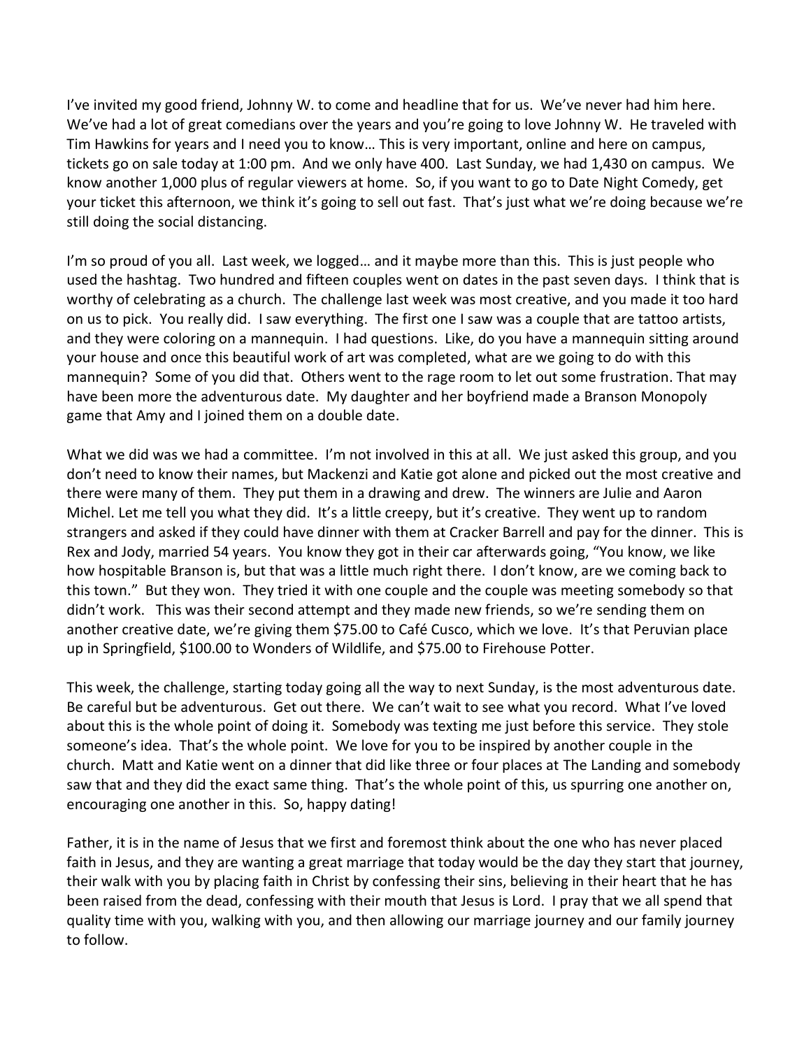I've invited my good friend, Johnny W. to come and headline that for us. We've never had him here. We've had a lot of great comedians over the years and you're going to love Johnny W. He traveled with Tim Hawkins for years and I need you to know… This is very important, online and here on campus, tickets go on sale today at 1:00 pm. And we only have 400. Last Sunday, we had 1,430 on campus. We know another 1,000 plus of regular viewers at home. So, if you want to go to Date Night Comedy, get your ticket this afternoon, we think it's going to sell out fast. That's just what we're doing because we're still doing the social distancing.

I'm so proud of you all. Last week, we logged… and it maybe more than this. This is just people who used the hashtag. Two hundred and fifteen couples went on dates in the past seven days. I think that is worthy of celebrating as a church. The challenge last week was most creative, and you made it too hard on us to pick. You really did. I saw everything. The first one I saw was a couple that are tattoo artists, and they were coloring on a mannequin. I had questions. Like, do you have a mannequin sitting around your house and once this beautiful work of art was completed, what are we going to do with this mannequin? Some of you did that. Others went to the rage room to let out some frustration. That may have been more the adventurous date. My daughter and her boyfriend made a Branson Monopoly game that Amy and I joined them on a double date.

What we did was we had a committee. I'm not involved in this at all. We just asked this group, and you don't need to know their names, but Mackenzi and Katie got alone and picked out the most creative and there were many of them. They put them in a drawing and drew. The winners are Julie and Aaron Michel. Let me tell you what they did. It's a little creepy, but it's creative. They went up to random strangers and asked if they could have dinner with them at Cracker Barrell and pay for the dinner. This is Rex and Jody, married 54 years. You know they got in their car afterwards going, "You know, we like how hospitable Branson is, but that was a little much right there. I don't know, are we coming back to this town." But they won. They tried it with one couple and the couple was meeting somebody so that didn't work. This was their second attempt and they made new friends, so we're sending them on another creative date, we're giving them $75.00 to Café Cusco, which we love. It's that Peruvian place up in Springfield, $100.00 to Wonders of Wildlife, and $75.00 to Firehouse Potter.

This week, the challenge, starting today going all the way to next Sunday, is the most adventurous date. Be careful but be adventurous. Get out there. We can't wait to see what you record. What I've loved about this is the whole point of doing it. Somebody was texting me just before this service. They stole someone's idea. That's the whole point. We love for you to be inspired by another couple in the church. Matt and Katie went on a dinner that did like three or four places at The Landing and somebody saw that and they did the exact same thing. That's the whole point of this, us spurring one another on, encouraging one another in this. So, happy dating!

Father, it is in the name of Jesus that we first and foremost think about the one who has never placed faith in Jesus, and they are wanting a great marriage that today would be the day they start that journey, their walk with you by placing faith in Christ by confessing their sins, believing in their heart that he has been raised from the dead, confessing with their mouth that Jesus is Lord. I pray that we all spend that quality time with you, walking with you, and then allowing our marriage journey and our family journey to follow.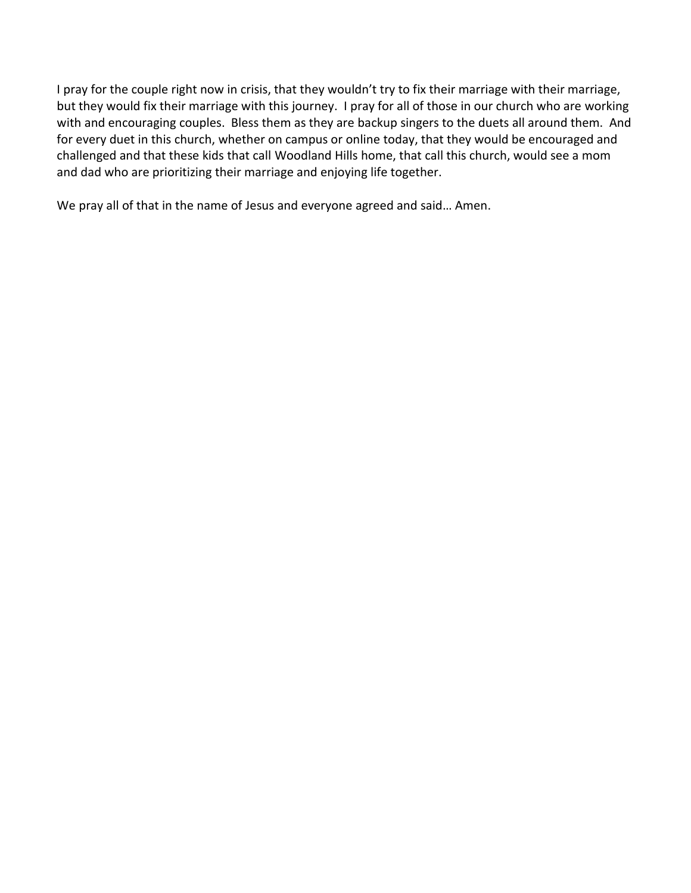I pray for the couple right now in crisis, that they wouldn't try to fix their marriage with their marriage, but they would fix their marriage with this journey. I pray for all of those in our church who are working with and encouraging couples. Bless them as they are backup singers to the duets all around them. And for every duet in this church, whether on campus or online today, that they would be encouraged and challenged and that these kids that call Woodland Hills home, that call this church, would see a mom and dad who are prioritizing their marriage and enjoying life together.

We pray all of that in the name of Jesus and everyone agreed and said… Amen.